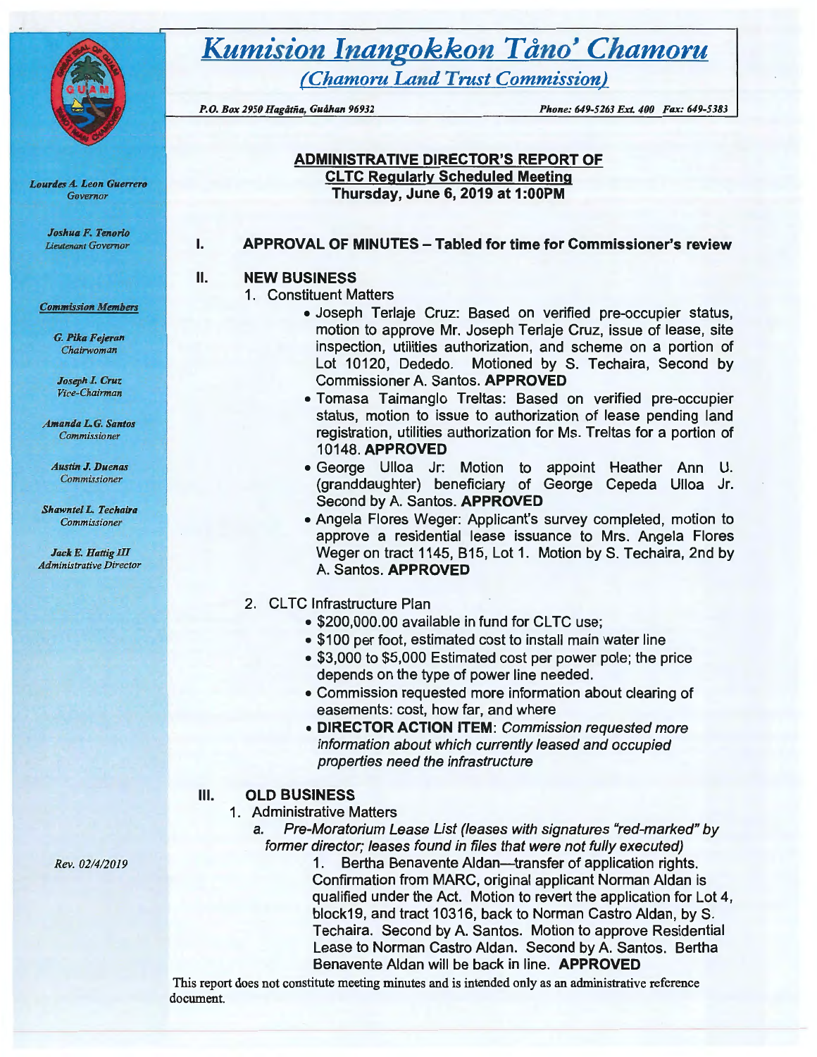# *Kumision Inangokkon Tåno' Chamoru*

## *(Chamoru Land Trust Commission)*

*P.O. Box 2950 Hagåtña, Guåhan 96932* *Phone: 649-5263 Ext. 400 Fax: 649-5383*

*Lourdes A. Leon Guerrero*
*Governor*

*Joshua F. Tenorio*
*Lieutenant Governor*

***Commission Members***

*G. Pika Fejeran*
*Chairwoman*

*Joseph I. Cruz*
*Vice-Chairman*

*Amanda L.G. Santos*
*Commissioner*

*Austin J. Duenas*
*Commissioner*

*Shawntel L. Techaira*
*Commissioner*

*Jack E. Hattig III*
*Administrative Director*

*Rev. 02/4/2019*

**ADMINISTRATIVE DIRECTOR'S REPORT OF**
**CLTC Regularly Scheduled Meeting**
**Thursday, June 6, 2019 at 1:00PM**

## I. APPROVAL OF MINUTES – Tabled for time for Commissioner's review

## II. NEW BUSINESS

1. Constituent Matters
   - Joseph Terlaje Cruz: Based on verified pre-occupier status, motion to approve Mr. Joseph Terlaje Cruz, issue of lease, site inspection, utilities authorization, and scheme on a portion of Lot 10120, Dededo. Motioned by S. Techaira, Second by Commissioner A. Santos. **APPROVED**
   - Tomasa Taimanglo Treltas: Based on verified pre-occupier status, motion to issue to authorization of lease pending land registration, utilities authorization for Ms. Treltas for a portion of 10148. **APPROVED**
   - George Ulloa Jr: Motion to appoint Heather Ann U. (granddaughter) beneficiary of George Cepeda Ulloa Jr. Second by A. Santos. **APPROVED**
   - Angela Flores Weger: Applicant's survey completed, motion to approve a residential lease issuance to Mrs. Angela Flores Weger on tract 1145, B15, Lot 1. Motion by S. Techaira, 2nd by A. Santos. **APPROVED**

2. CLTC Infrastructure Plan
   - $200,000.00 available in fund for CLTC use;
   - $100 per foot, estimated cost to install main water line
   - $3,000 to $5,000 Estimated cost per power pole; the price depends on the type of power line needed.
   - Commission requested more information about clearing of easements: cost, how far, and where
   - **DIRECTOR ACTION ITEM**: *Commission requested more information about which currently leased and occupied properties need the infrastructure*

## III. OLD BUSINESS

1. Administrative Matters
   a. *Pre-Moratorium Lease List (leases with signatures "red-marked" by former director; leases found in files that were not fully executed)*
      1. Bertha Benavente Aldan—transfer of application rights. Confirmation from MARC, original applicant Norman Aldan is qualified under the Act. Motion to revert the application for Lot 4, block19, and tract 10316, back to Norman Castro Aldan, by S. Techaira. Second by A. Santos. Motion to approve Residential Lease to Norman Castro Aldan. Second by A. Santos. Bertha Benavente Aldan will be back in line. **APPROVED**

This report does not constitute meeting minutes and is intended only as an administrative reference document.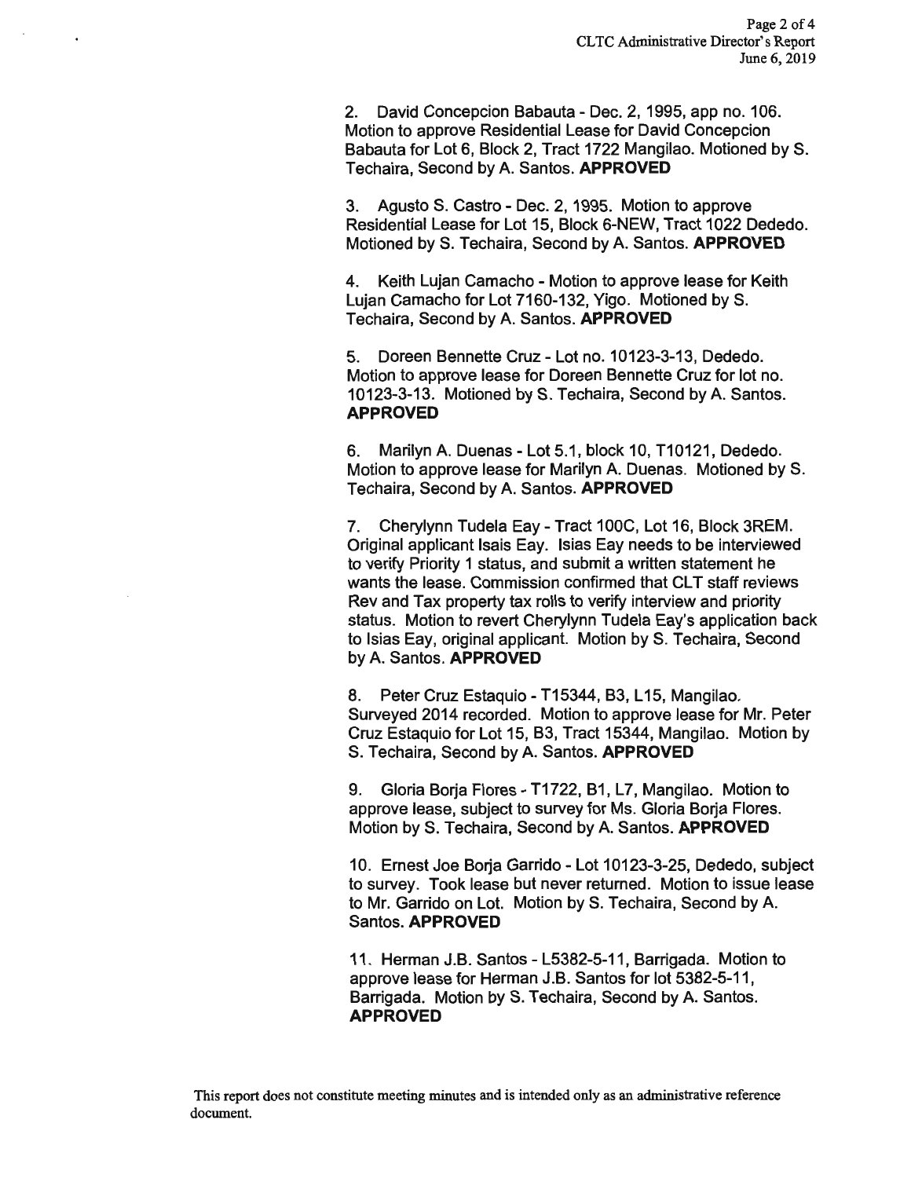2. David Concepcion Babauta - Dec. 2, 1995, app no. 106. Motion to approve Residential Lease for David Concepcion Babauta for Lot 6, Block 2, Tract 1722 Mangilao. Motioned by S. Techaira, Second by A. Santos. **APPROVED**

3. Agusto S. Castro - Dec. 2, 1995. Motion to approve Residential Lease for Lot 15, Block 6-NEW, Tract 1022 Dededo. Motioned by S. Techaira, Second by A. Santos. **APPROVED**

4. Keith Lujan Camacho - Motion to approve lease for Keith Lujan Camacho for Lot 7160-132, Yigo. Motioned by S. Techaira, Second by A. Santos. **APPROVED**

5. Doreen Bennette Cruz - Lot no. 10123-3-13, Dededo. Motion to approve lease for Doreen Bennette Cruz for lot no. 10123-3-13. Motioned by S. Techaira, Second by A. Santos. **APPROVED**

6. Marilyn A. Duenas - Lot 5.1, block 10, T10121, Dededo. Motion to approve lease for Marilyn A. Duenas. Motioned by S. Techaira, Second by A. Santos. **APPROVED**

7. Cherylynn Tudela Eay - Tract 100C, Lot 16, Block 3REM. Original applicant Isais Eay. Isias Eay needs to be interviewed to verify Priority 1 status, and submit a written statement he wants the lease. Commission confirmed that CLT staff reviews Rev and Tax property tax rolls to verify interview and priority status. Motion to revert Cherylynn Tudela Eay's application back to Isias Eay, original applicant. Motion by S. Techaira, Second by A. Santos. **APPROVED**

8. Peter Cruz Estaquio - T15344, B3, L15, Mangilao. Surveyed 2014 recorded. Motion to approve lease for Mr. Peter Cruz Estaquio for Lot 15, B3, Tract 15344, Mangilao. Motion by S. Techaira, Second by A. Santos. **APPROVED**

9. Gloria Borja Flores - T1722, B1, L7, Mangilao. Motion to approve lease, subject to survey for Ms. Gloria Borja Flores. Motion by S. Techaira, Second by A. Santos. **APPROVED**

10. Ernest Joe Borja Garrido - Lot 10123-3-25, Dededo, subject to survey. Took lease but never returned. Motion to issue lease to Mr. Garrido on Lot. Motion by S. Techaira, Second by A. Santos. **APPROVED**

11. Herman J.B. Santos - L5382-5-11, Barrigada. Motion to approve lease for Herman J.B. Santos for lot 5382-5-11, Barrigada. Motion by S. Techaira, Second by A. Santos. **APPROVED**

This report does not constitute meeting minutes and is intended only as an administrative reference document.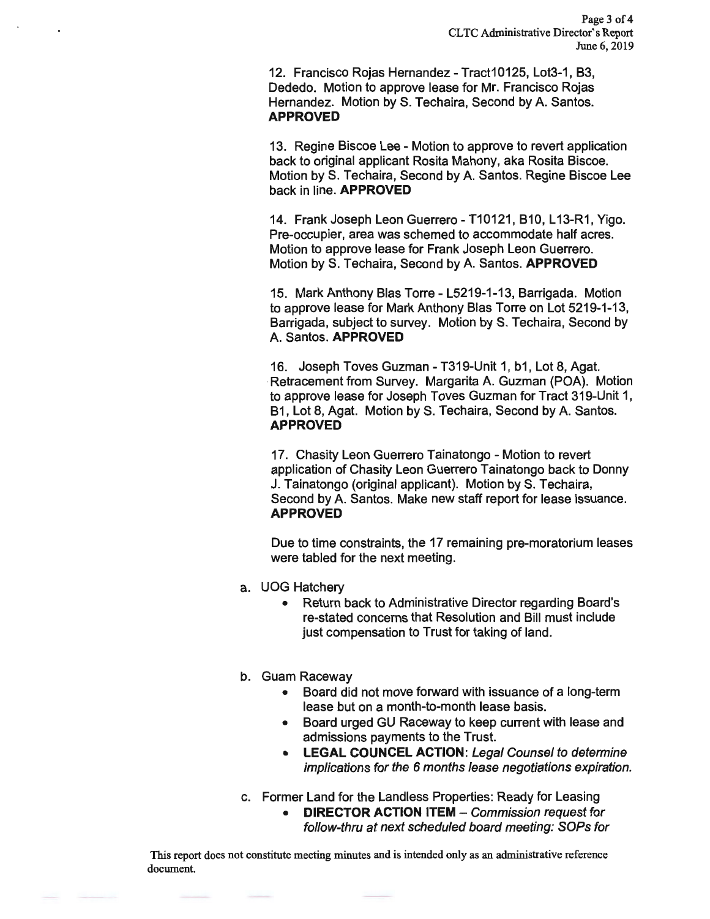12. Francisco Rojas Hernandez - Tract10125, Lot3-1, B3, Dededo. Motion to approve lease for Mr. Francisco Rojas Hernandez. Motion by S. Techaira, Second by A. Santos. **APPROVED**

13. Regine Biscoe Lee - Motion to approve to revert application back to original applicant Rosita Mahony, aka Rosita Biscoe. Motion by S. Techaira, Second by A. Santos. Regine Biscoe Lee back in line. **APPROVED**

14. Frank Joseph Leon Guerrero - T10121, B10, L13-R1, Yigo. Pre-occupier, area was schemed to accommodate half acres. Motion to approve lease for Frank Joseph Leon Guerrero. Motion by S. Techaira, Second by A. Santos. **APPROVED**

15. Mark Anthony Blas Torre - L5219-1-13, Barrigada. Motion to approve lease for Mark Anthony Blas Torre on Lot 5219-1-13, Barrigada, subject to survey. Motion by S. Techaira, Second by A. Santos. **APPROVED**

16. Joseph Toves Guzman - T319-Unit 1, b1, Lot 8, Agat. Retracement from Survey. Margarita A. Guzman (POA). Motion to approve lease for Joseph Toves Guzman for Tract 319-Unit 1, B1, Lot 8, Agat. Motion by S. Techaira, Second by A. Santos. **APPROVED**

17. Chasity Leon Guerrero Tainatongo - Motion to revert application of Chasity Leon Guerrero Tainatongo back to Donny J. Tainatongo (original applicant). Motion by S. Techaira, Second by A. Santos. Make new staff report for lease issuance. **APPROVED**

Due to time constraints, the 17 remaining pre-moratorium leases were tabled for the next meeting.

a. UOG Hatchery
   - Return back to Administrative Director regarding Board's re-stated concerns that Resolution and Bill must include just compensation to Trust for taking of land.

b. Guam Raceway
   - Board did not move forward with issuance of a long-term lease but on a month-to-month lease basis.
   - Board urged GU Raceway to keep current with lease and admissions payments to the Trust.
   - **LEGAL COUNCEL ACTION**: *Legal Counsel to determine implications for the 6 months lease negotiations expiration.*

c. Former Land for the Landless Properties: Ready for Leasing
   - **DIRECTOR ACTION ITEM** – *Commission request for follow-thru at next scheduled board meeting: SOPs for*

This report does not constitute meeting minutes and is intended only as an administrative reference document.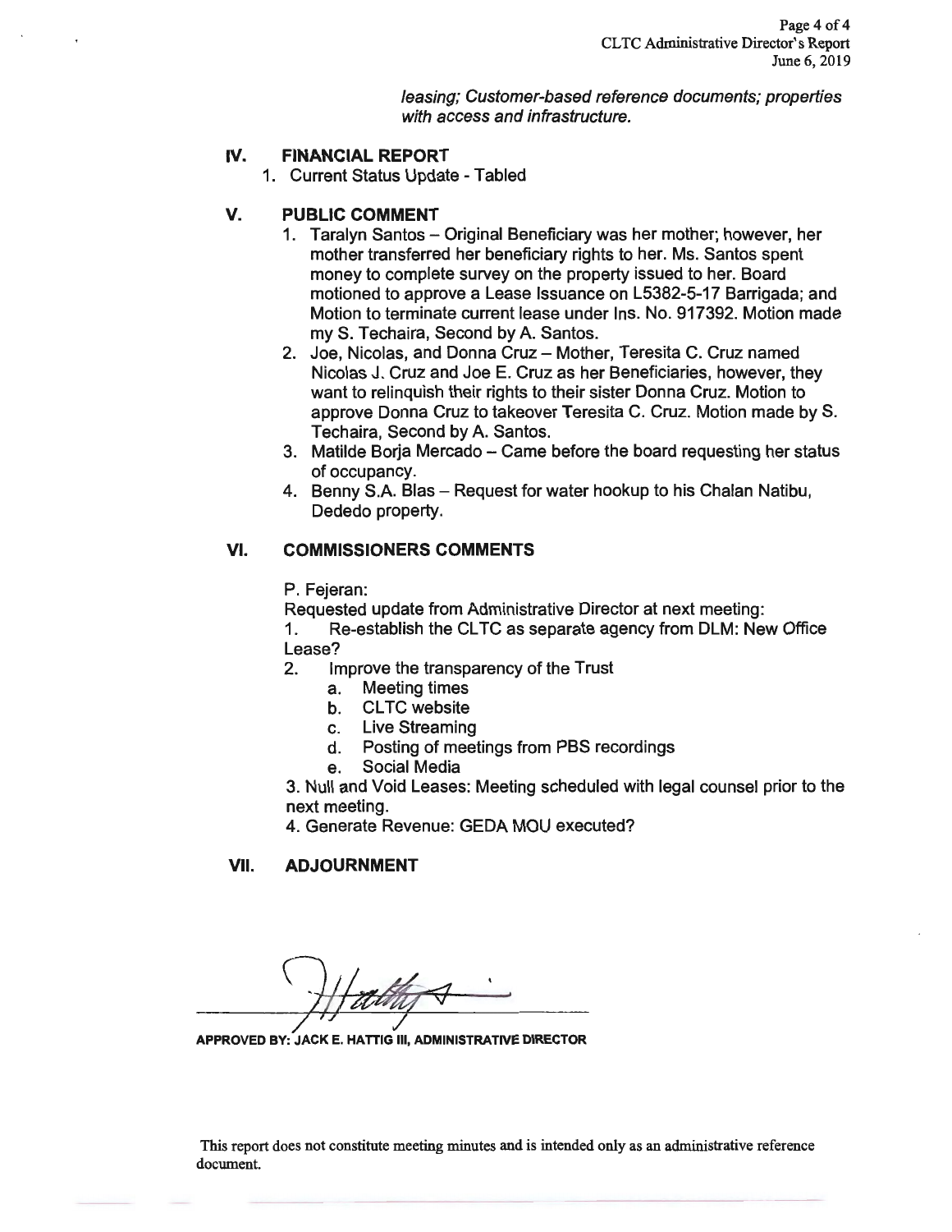*leasing; Customer-based reference documents; properties with access and infrastructure.*

## IV. FINANCIAL REPORT

1. Current Status Update - Tabled

## V. PUBLIC COMMENT

1. Taralyn Santos – Original Beneficiary was her mother; however, her mother transferred her beneficiary rights to her. Ms. Santos spent money to complete survey on the property issued to her. Board motioned to approve a Lease Issuance on L5382-5-17 Barrigada; and Motion to terminate current lease under Ins. No. 917392. Motion made my S. Techaira, Second by A. Santos.
2. Joe, Nicolas, and Donna Cruz – Mother, Teresita C. Cruz named Nicolas J. Cruz and Joe E. Cruz as her Beneficiaries, however, they want to relinquish their rights to their sister Donna Cruz. Motion to approve Donna Cruz to takeover Teresita C. Cruz. Motion made by S. Techaira, Second by A. Santos.
3. Matilde Borja Mercado – Came before the board requesting her status of occupancy.
4. Benny S.A. Blas – Request for water hookup to his Chalan Natibu, Dededo property.

## VI. COMMISSIONERS COMMENTS

P. Fejeran:

Requested update from Administrative Director at next meeting:

1. Re-establish the CLTC as separate agency from DLM: New Office Lease?
2. Improve the transparency of the Trust
   a. Meeting times
   b. CLTC website
   c. Live Streaming
   d. Posting of meetings from PBS recordings
   e. Social Media
3. Null and Void Leases: Meeting scheduled with legal counsel prior to the next meeting.
4. Generate Revenue: GEDA MOU executed?

## VII. ADJOURNMENT

**APPROVED BY: JACK E. HATTIG III, ADMINISTRATIVE DIRECTOR**

This report does not constitute meeting minutes and is intended only as an administrative reference document.